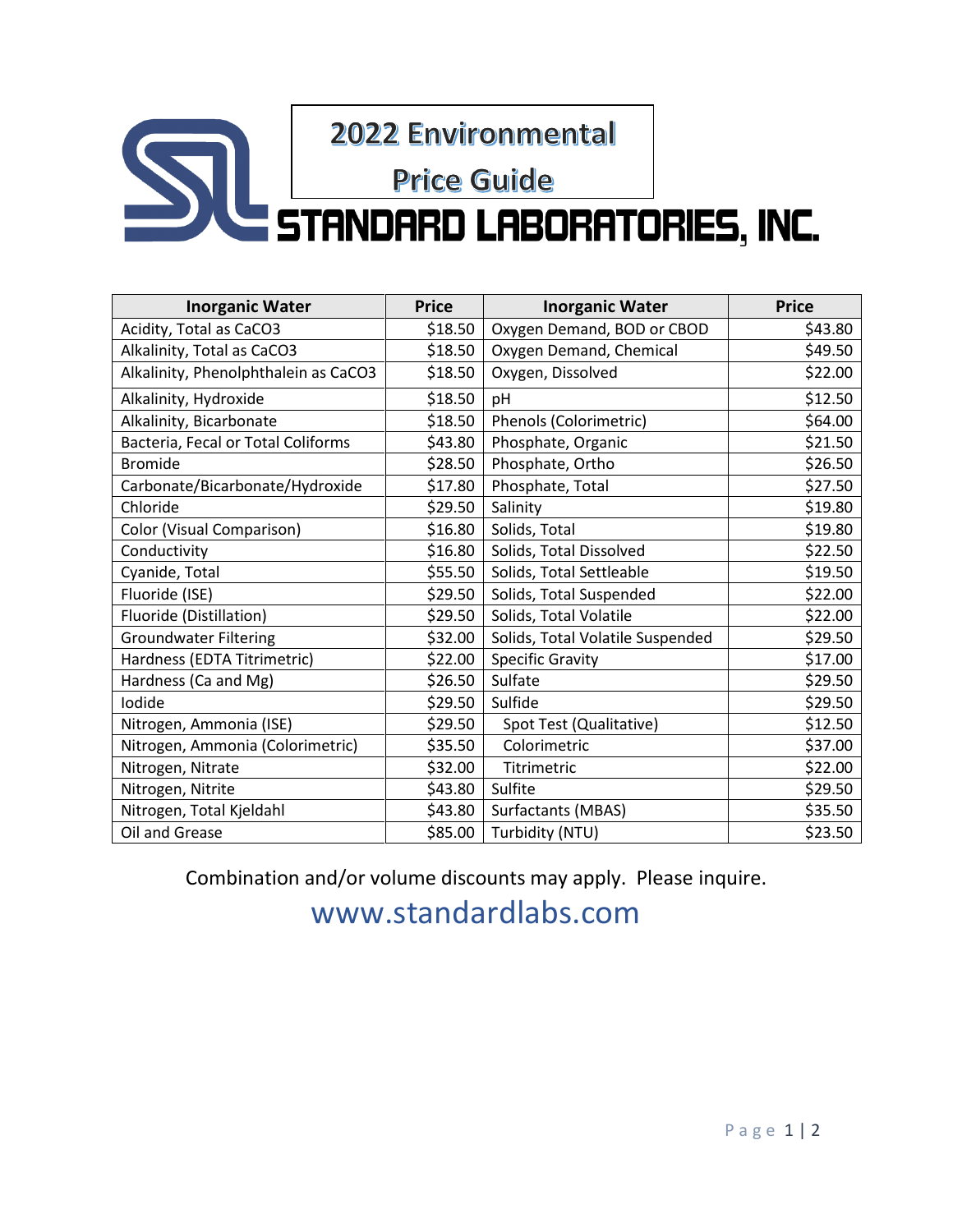# 2022 Environmental Price Guide

## STANDARD LABORATORIES, INC.

| Inorganic Water | Price | Inorganic Water | Price |
|---|---|---|---|
| Acidity, Total as $CaCO_3$ | $18.50 | Oxygen Demand, BOD or CBOD | $43.80 |
| Alkalinity, Total as $CaCO_3$ | $18.50 | Oxygen Demand, Chemical | $49.50 |
| Alkalinity, Phenolphthalein as $CaCO_3$ | $18.50 | Oxygen, Dissolved | $22.00 |
| Alkalinity, Hydroxide | $18.50 | pH | $12.50 |
| Alkalinity, Bicarbonate | $18.50 | Phenols (Colorimetric) | $64.00 |
| Bacteria, Fecal or Total Coliforms | $43.80 | Phosphate, Organic | $21.50 |
| Bromide | $28.50 | Phosphate, Ortho | $26.50 |
| Carbonate/Bicarbonate/Hydroxide | $17.80 | Phosphate, Total | $27.50 |
| Chloride | $29.50 | Salinity | $19.80 |
| Color (Visual Comparison) | $16.80 | Solids, Total | $19.80 |
| Conductivity | $16.80 | Solids, Total Dissolved | $22.50 |
| Cyanide, Total | $55.50 | Solids, Total Settleable | $19.50 |
| Fluoride (ISE) | $29.50 | Solids, Total Suspended | $22.00 |
| Fluoride (Distillation) | $29.50 | Solids, Total Volatile | $22.00 |
| Groundwater Filtering | $32.00 | Solids, Total Volatile Suspended | $29.50 |
| Hardness (EDTA Titrimetric) | $22.00 | Specific Gravity | $17.00 |
| Hardness (Ca and Mg) | $26.50 | Sulfate | $29.50 |
| Iodide | $29.50 | Sulfide | $29.50 |
| Nitrogen, Ammonia (ISE) | $29.50 | Spot Test (Qualitative) | $12.50 |
| Nitrogen, Ammonia (Colorimetric) | $35.50 | Colorimetric | $37.00 |
| Nitrogen, Nitrate | $32.00 | Titrimetric | $22.00 |
| Nitrogen, Nitrite | $43.80 | Sulfite | $29.50 |
| Nitrogen, Total Kjeldahl | $43.80 | Surfactants (MBAS) | $35.50 |
| Oil and Grease | $85.00 | Turbidity (NTU) | $23.50 |

Combination and/or volume discounts may apply. Please inquire.

www.standardlabs.com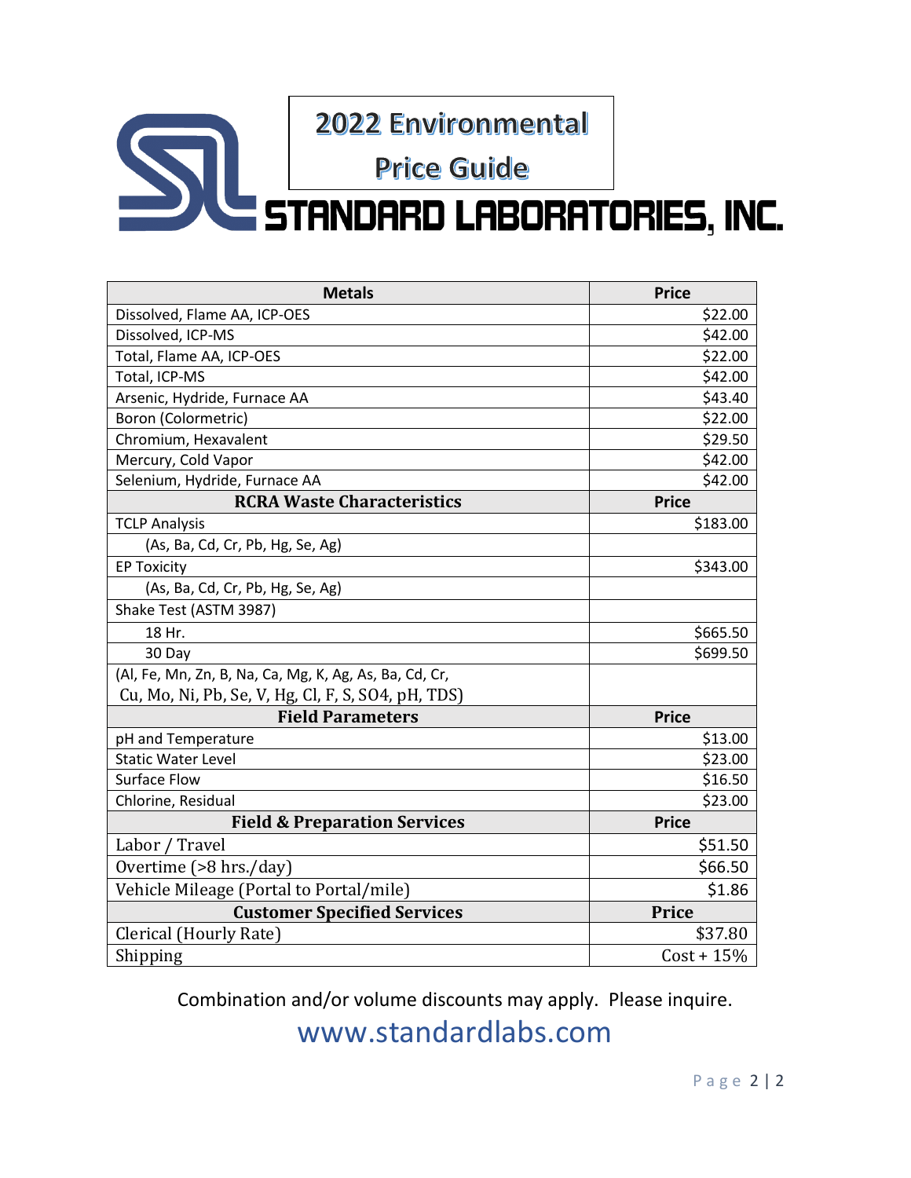# 2022 Environmental Price Guide

# STANDARD LABORATORIES, INC.

| Metals | Price |
| --- | --- |
| Dissolved, Flame AA, ICP-OES | $22.00 |
| Dissolved, ICP-MS | $42.00 |
| Total, Flame AA, ICP-OES | $22.00 |
| Total, ICP-MS | $42.00 |
| Arsenic, Hydride, Furnace AA | $43.40 |
| Boron (Colormetric) | $22.00 |
| Chromium, Hexavalent | $29.50 |
| Mercury, Cold Vapor | $42.00 |
| Selenium, Hydride, Furnace AA | $42.00 |
| **RCRA Waste Characteristics** | **Price** |
| TCLP Analysis | $183.00 |
| (As, Ba, Cd, Cr, Pb, Hg, Se, Ag) | |
| EP Toxicity | $343.00 |
| (As, Ba, Cd, Cr, Pb, Hg, Se, Ag) | |
| Shake Test (ASTM 3987) | |
| 18 Hr. | $665.50 |
| 30 Day | $699.50 |
| (Al, Fe, Mn, Zn, B, Na, Ca, Mg, K, Ag, As, Ba, Cd, Cr, Cu, Mo, Ni, Pb, Se, V, Hg, Cl, F, S, SO4, pH, TDS) | |
| **Field Parameters** | **Price** |
| pH and Temperature | $13.00 |
| Static Water Level | $23.00 |
| Surface Flow | $16.50 |
| Chlorine, Residual | $23.00 |
| **Field & Preparation Services** | **Price** |
| Labor / Travel | $51.50 |
| Overtime (>8 hrs./day) | $66.50 |
| Vehicle Mileage (Portal to Portal/mile) | $1.86 |
| **Customer Specified Services** | **Price** |
| Clerical (Hourly Rate) | $37.80 |
| Shipping | Cost + 15% |

Combination and/or volume discounts may apply. Please inquire.

www.standardlabs.com